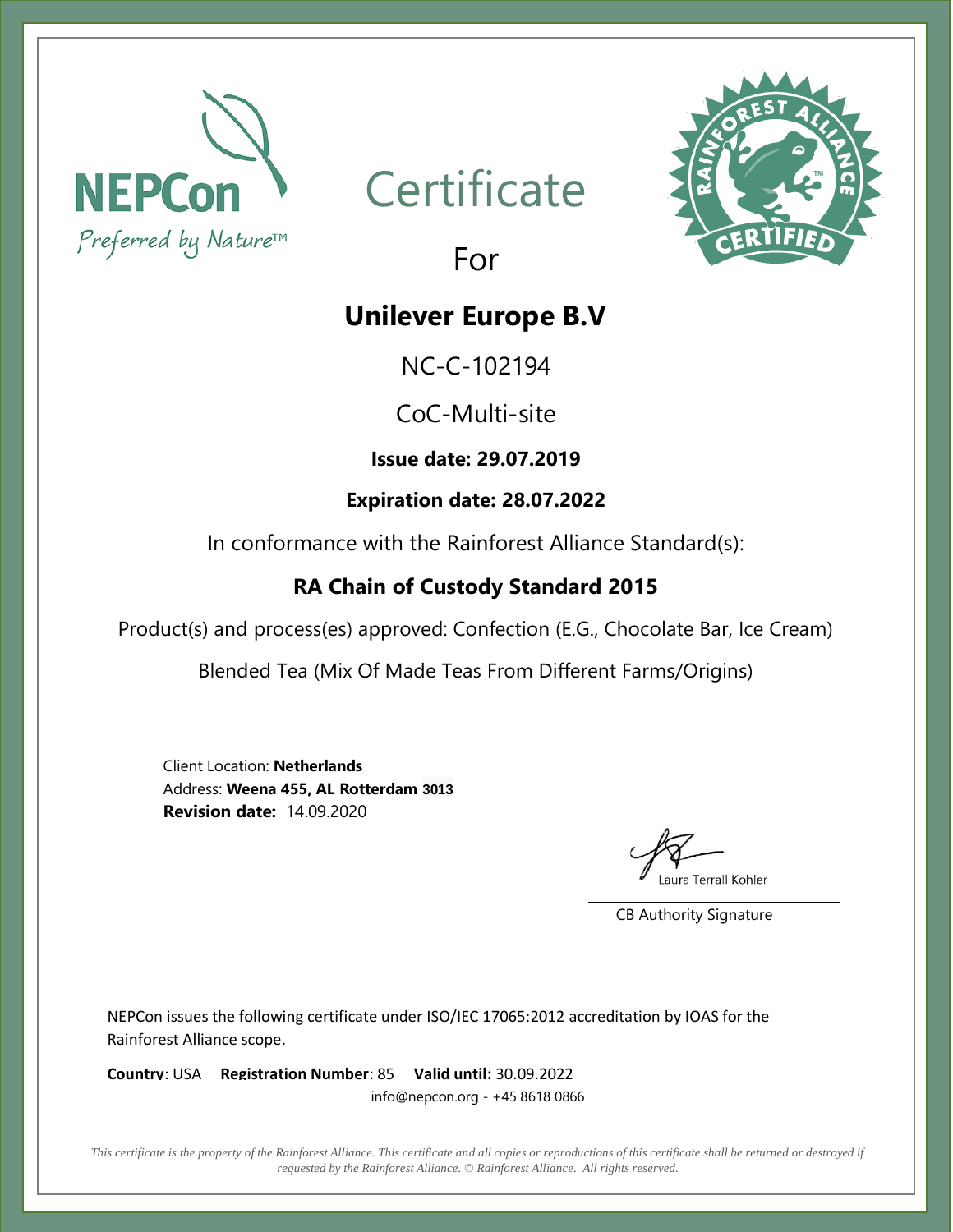NEPCon
Preferred by Nature™

# Certificate

For

## Unilever Europe B.V

NC-C-102194

CoC-Multi-site

**Issue date: 29.07.2019**

**Expiration date: 28.07.2022**

In conformance with the Rainforest Alliance Standard(s):

**RA Chain of Custody Standard 2015**

Product(s) and process(es) approved: Confection (E.G., Chocolate Bar, Ice Cream)

Blended Tea (Mix Of Made Teas From Different Farms/Origins)

Client Location: **Netherlands**
Address: **Weena 455, AL Rotterdam 3013**
**Revision date:** 14.09.2020

Laura Terrall Kohler

CB Authority Signature

NEPCon issues the following certificate under ISO/IEC 17065:2012 accreditation by IOAS for the Rainforest Alliance scope.

**Country**: USA **Registration Number**: 85 **Valid until:** 30.09.2022
info@nepcon.org - +45 8618 0866

*This certificate is the property of the Rainforest Alliance. This certificate and all copies or reproductions of this certificate shall be returned or destroyed if requested by the Rainforest Alliance. © Rainforest Alliance. All rights reserved.*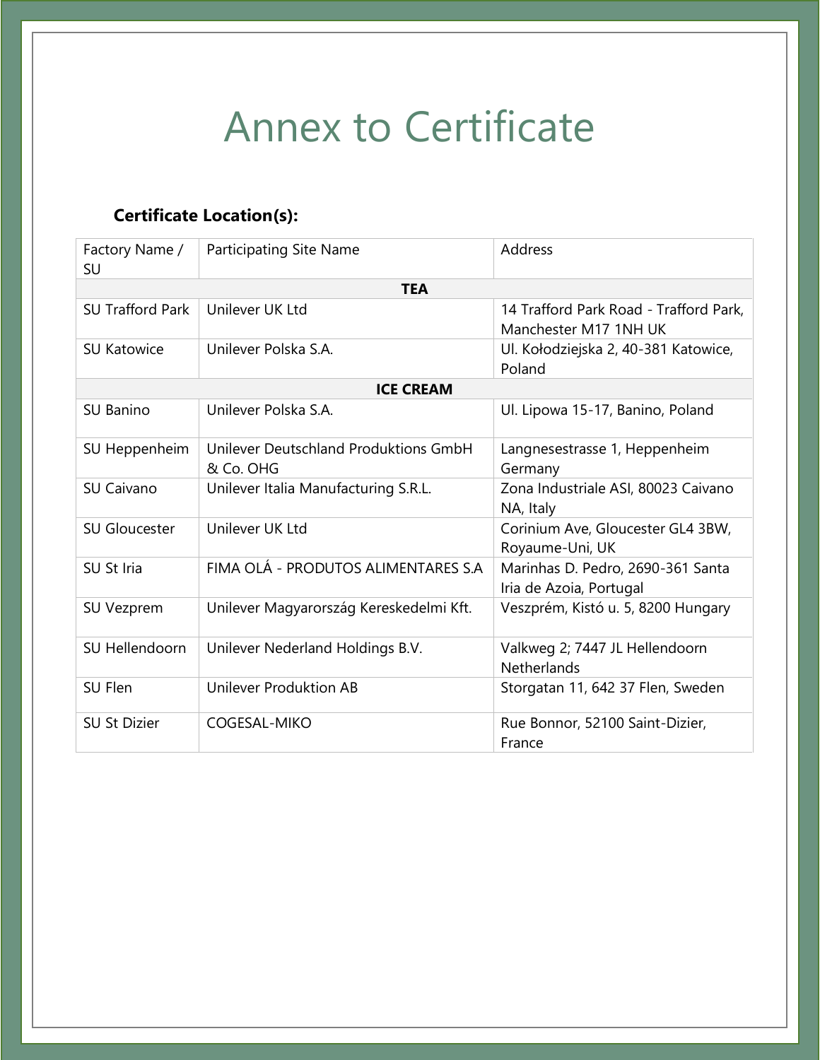# Annex to Certificate

**Certificate Location(s):**

| Factory Name / SU | Participating Site Name | Address |
|---|---|---|
| | **TEA** | |
| SU Trafford Park | Unilever UK Ltd | 14 Trafford Park Road - Trafford Park, Manchester M17 1NH UK |
| SU Katowice | Unilever Polska S.A. | Ul. Kołodziejska 2, 40-381 Katowice, Poland |
| | **ICE CREAM** | |
| SU Banino | Unilever Polska S.A. | Ul. Lipowa 15-17, Banino, Poland |
| SU Heppenheim | Unilever Deutschland Produktions GmbH & Co. OHG | Langnesestrasse 1, Heppenheim Germany |
| SU Caivano | Unilever Italia Manufacturing S.R.L. | Zona Industriale ASI, 80023 Caivano NA, Italy |
| SU Gloucester | Unilever UK Ltd | Corinium Ave, Gloucester GL4 3BW, Royaume-Uni, UK |
| SU St Iria | FIMA OLÁ - PRODUTOS ALIMENTARES S.A | Marinhas D. Pedro, 2690-361 Santa Iria de Azoia, Portugal |
| SU Vezprem | Unilever Magyarország Kereskedelmi Kft. | Veszprém, Kistó u. 5, 8200 Hungary |
| SU Hellendoorn | Unilever Nederland Holdings B.V. | Valkweg 2; 7447 JL Hellendoorn Netherlands |
| SU Flen | Unilever Produktion AB | Storgatan 11, 642 37 Flen, Sweden |
| SU St Dizier | COGESAL-MIKO | Rue Bonnor, 52100 Saint-Dizier, France |